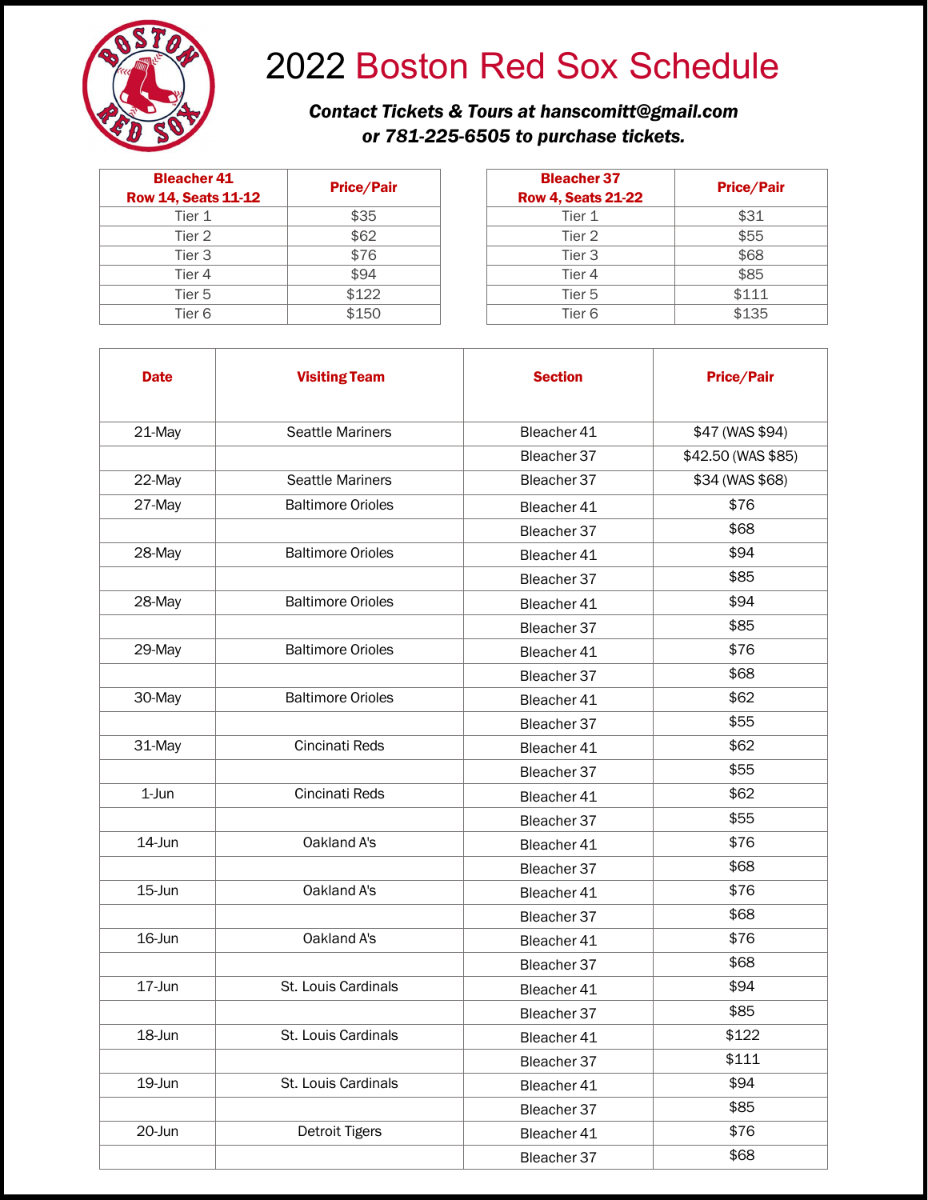# 2022 Boston Red Sox Schedule

***Contact Tickets & Tours at hanscomitt@gmail.com or 781-225-6505 to purchase tickets.***

| Bleacher 41 Row 14, Seats 11-12 | Price/Pair |
|---|---|
| Tier 1 | $35 |
| Tier 2 | $62 |
| Tier 3 | $76 |
| Tier 4 | $94 |
| Tier 5 | $122 |
| Tier 6 | $150 |

| Bleacher 37 Row 4, Seats 21-22 | Price/Pair |
|---|---|
| Tier 1 | $31 |
| Tier 2 | $55 |
| Tier 3 | $68 |
| Tier 4 | $85 |
| Tier 5 | $111 |
| Tier 6 | $135 |

| Date | Visiting Team | Section | Price/Pair |
|---|---|---|---|
| 21-May | Seattle Mariners | Bleacher 41 | $47 (WAS $94) |
| | | Bleacher 37 | $42.50 (WAS $85) |
| 22-May | Seattle Mariners | Bleacher 37 | $34 (WAS $68) |
| 27-May | Baltimore Orioles | Bleacher 41 | $76 |
| | | Bleacher 37 | $68 |
| 28-May | Baltimore Orioles | Bleacher 41 | $94 |
| | | Bleacher 37 | $85 |
| 28-May | Baltimore Orioles | Bleacher 41 | $94 |
| | | Bleacher 37 | $85 |
| 29-May | Baltimore Orioles | Bleacher 41 | $76 |
| | | Bleacher 37 | $68 |
| 30-May | Baltimore Orioles | Bleacher 41 | $62 |
| | | Bleacher 37 | $55 |
| 31-May | Cincinati Reds | Bleacher 41 | $62 |
| | | Bleacher 37 | $55 |
| 1-Jun | Cincinati Reds | Bleacher 41 | $62 |
| | | Bleacher 37 | $55 |
| 14-Jun | Oakland A's | Bleacher 41 | $76 |
| | | Bleacher 37 | $68 |
| 15-Jun | Oakland A's | Bleacher 41 | $76 |
| | | Bleacher 37 | $68 |
| 16-Jun | Oakland A's | Bleacher 41 | $76 |
| | | Bleacher 37 | $68 |
| 17-Jun | St. Louis Cardinals | Bleacher 41 | $94 |
| | | Bleacher 37 | $85 |
| 18-Jun | St. Louis Cardinals | Bleacher 41 | $122 |
| | | Bleacher 37 | $111 |
| 19-Jun | St. Louis Cardinals | Bleacher 41 | $94 |
| | | Bleacher 37 | $85 |
| 20-Jun | Detroit Tigers | Bleacher 41 | $76 |
| | | Bleacher 37 | $68 |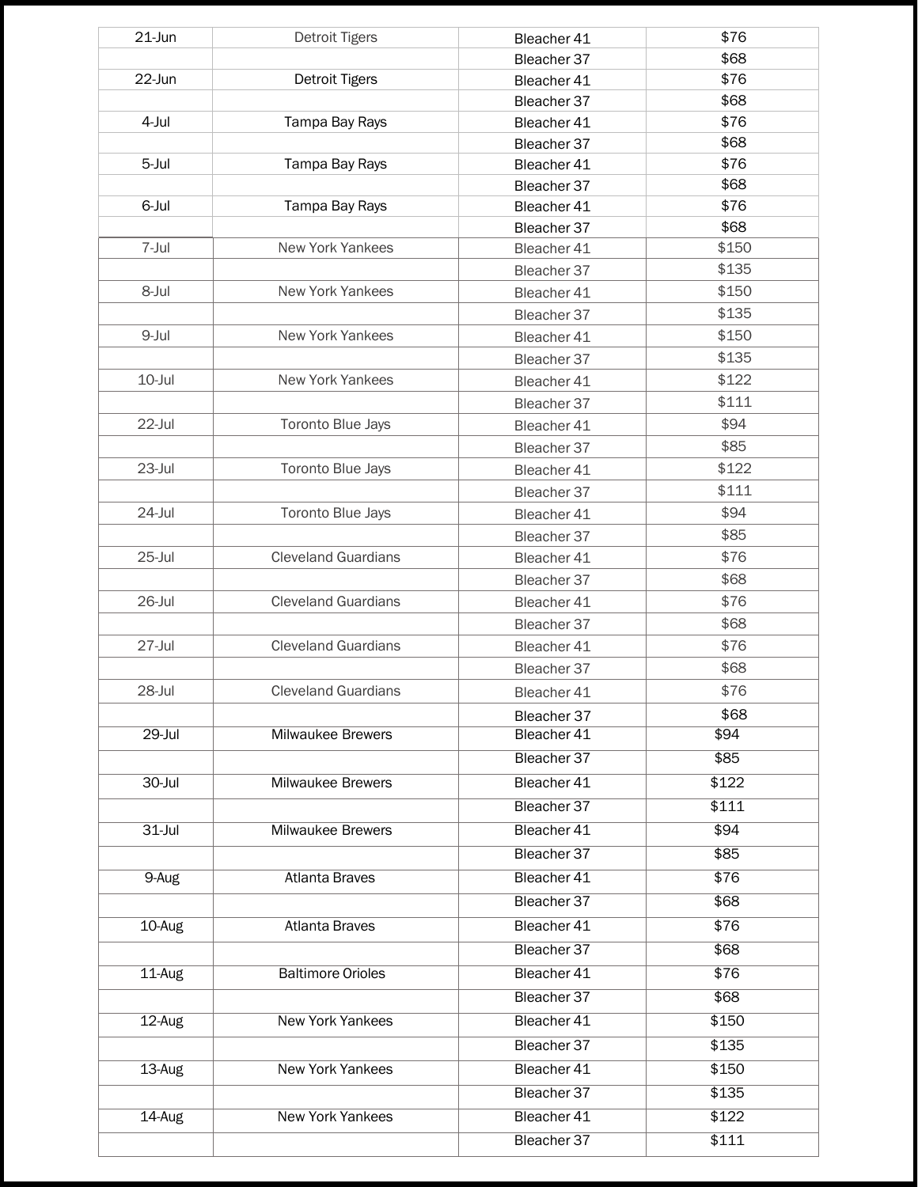| 21-Jun | Detroit Tigers | Bleacher 41 | $76 |
|---|---|---|---|
| | | Bleacher 37 | $68 |
| 22-Jun | Detroit Tigers | Bleacher 41 | $76 |
| | | Bleacher 37 | $68 |
| 4-Jul | Tampa Bay Rays | Bleacher 41 | $76 |
| | | Bleacher 37 | $68 |
| 5-Jul | Tampa Bay Rays | Bleacher 41 | $76 |
| | | Bleacher 37 | $68 |
| 6-Jul | Tampa Bay Rays | Bleacher 41 | $76 |
| | | Bleacher 37 | $68 |
| 7-Jul | New York Yankees | Bleacher 41 | $150 |
| | | Bleacher 37 | $135 |
| 8-Jul | New York Yankees | Bleacher 41 | $150 |
| | | Bleacher 37 | $135 |
| 9-Jul | New York Yankees | Bleacher 41 | $150 |
| | | Bleacher 37 | $135 |
| 10-Jul | New York Yankees | Bleacher 41 | $122 |
| | | Bleacher 37 | $111 |
| 22-Jul | Toronto Blue Jays | Bleacher 41 | $94 |
| | | Bleacher 37 | $85 |
| 23-Jul | Toronto Blue Jays | Bleacher 41 | $122 |
| | | Bleacher 37 | $111 |
| 24-Jul | Toronto Blue Jays | Bleacher 41 | $94 |
| | | Bleacher 37 | $85 |
| 25-Jul | Cleveland Guardians | Bleacher 41 | $76 |
| | | Bleacher 37 | $68 |
| 26-Jul | Cleveland Guardians | Bleacher 41 | $76 |
| | | Bleacher 37 | $68 |
| 27-Jul | Cleveland Guardians | Bleacher 41 | $76 |
| | | Bleacher 37 | $68 |
| 28-Jul | Cleveland Guardians | Bleacher 41 | $76 |
| | | Bleacher 37 | $68 |
| 29-Jul | Milwaukee Brewers | Bleacher 41 | $94 |
| | | Bleacher 37 | $85 |
| 30-Jul | Milwaukee Brewers | Bleacher 41 | $122 |
| | | Bleacher 37 | $111 |
| 31-Jul | Milwaukee Brewers | Bleacher 41 | $94 |
| | | Bleacher 37 | $85 |
| 9-Aug | Atlanta Braves | Bleacher 41 | $76 |
| | | Bleacher 37 | $68 |
| 10-Aug | Atlanta Braves | Bleacher 41 | $76 |
| | | Bleacher 37 | $68 |
| 11-Aug | Baltimore Orioles | Bleacher 41 | $76 |
| | | Bleacher 37 | $68 |
| 12-Aug | New York Yankees | Bleacher 41 | $150 |
| | | Bleacher 37 | $135 |
| 13-Aug | New York Yankees | Bleacher 41 | $150 |
| | | Bleacher 37 | $135 |
| 14-Aug | New York Yankees | Bleacher 41 | $122 |
| | | Bleacher 37 | $111 |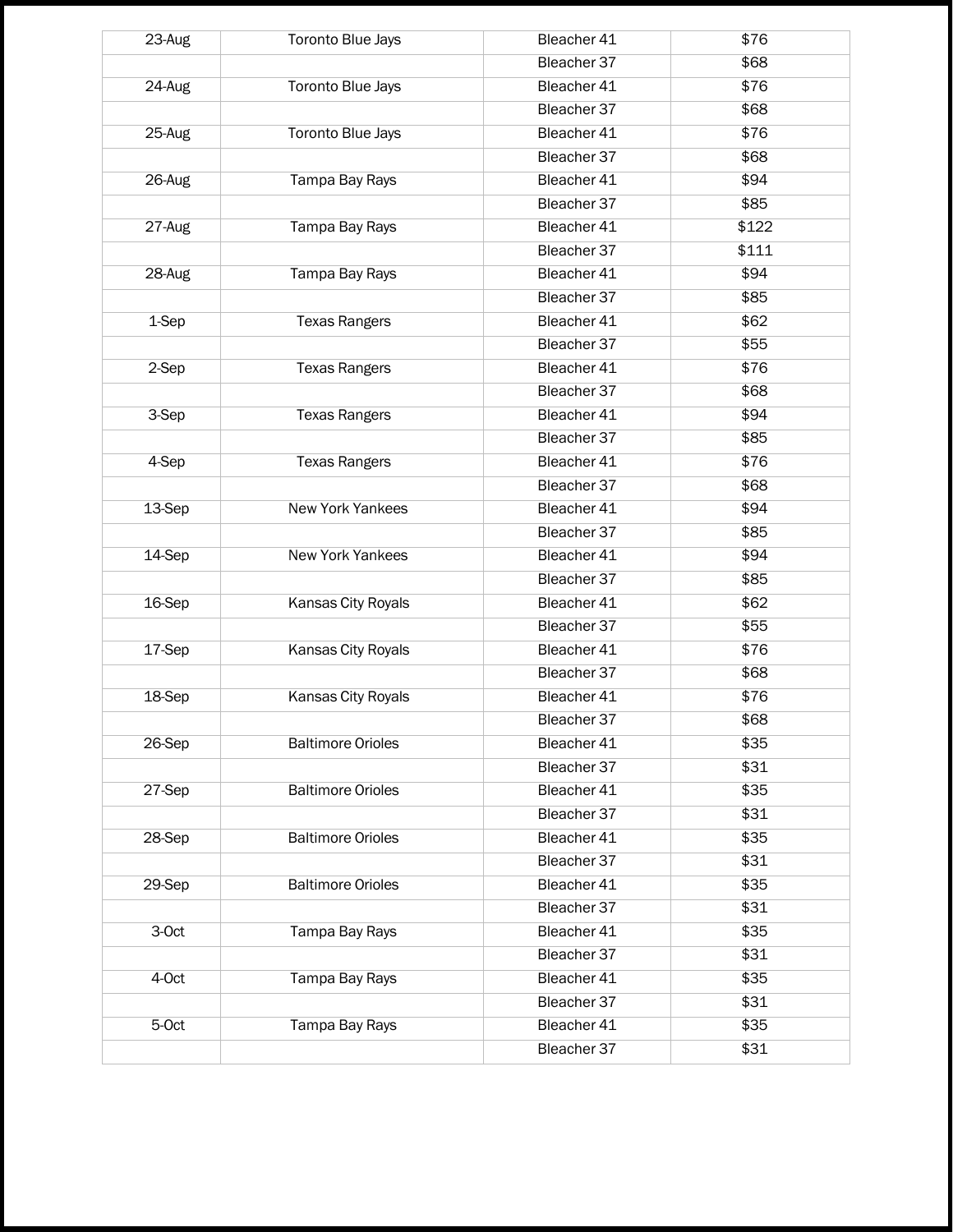| | | | |
|---|---|---|---|
| 23-Aug | Toronto Blue Jays | Bleacher 41 | $76 |
| | | Bleacher 37 | $68 |
| 24-Aug | Toronto Blue Jays | Bleacher 41 | $76 |
| | | Bleacher 37 | $68 |
| 25-Aug | Toronto Blue Jays | Bleacher 41 | $76 |
| | | Bleacher 37 | $68 |
| 26-Aug | Tampa Bay Rays | Bleacher 41 | $94 |
| | | Bleacher 37 | $85 |
| 27-Aug | Tampa Bay Rays | Bleacher 41 | $122 |
| | | Bleacher 37 | $111 |
| 28-Aug | Tampa Bay Rays | Bleacher 41 | $94 |
| | | Bleacher 37 | $85 |
| 1-Sep | Texas Rangers | Bleacher 41 | $62 |
| | | Bleacher 37 | $55 |
| 2-Sep | Texas Rangers | Bleacher 41 | $76 |
| | | Bleacher 37 | $68 |
| 3-Sep | Texas Rangers | Bleacher 41 | $94 |
| | | Bleacher 37 | $85 |
| 4-Sep | Texas Rangers | Bleacher 41 | $76 |
| | | Bleacher 37 | $68 |
| 13-Sep | New York Yankees | Bleacher 41 | $94 |
| | | Bleacher 37 | $85 |
| 14-Sep | New York Yankees | Bleacher 41 | $94 |
| | | Bleacher 37 | $85 |
| 16-Sep | Kansas City Royals | Bleacher 41 | $62 |
| | | Bleacher 37 | $55 |
| 17-Sep | Kansas City Royals | Bleacher 41 | $76 |
| | | Bleacher 37 | $68 |
| 18-Sep | Kansas City Royals | Bleacher 41 | $76 |
| | | Bleacher 37 | $68 |
| 26-Sep | Baltimore Orioles | Bleacher 41 | $35 |
| | | Bleacher 37 | $31 |
| 27-Sep | Baltimore Orioles | Bleacher 41 | $35 |
| | | Bleacher 37 | $31 |
| 28-Sep | Baltimore Orioles | Bleacher 41 | $35 |
| | | Bleacher 37 | $31 |
| 29-Sep | Baltimore Orioles | Bleacher 41 | $35 |
| | | Bleacher 37 | $31 |
| 3-Oct | Tampa Bay Rays | Bleacher 41 | $35 |
| | | Bleacher 37 | $31 |
| 4-Oct | Tampa Bay Rays | Bleacher 41 | $35 |
| | | Bleacher 37 | $31 |
| 5-Oct | Tampa Bay Rays | Bleacher 41 | $35 |
| | | Bleacher 37 | $31 |